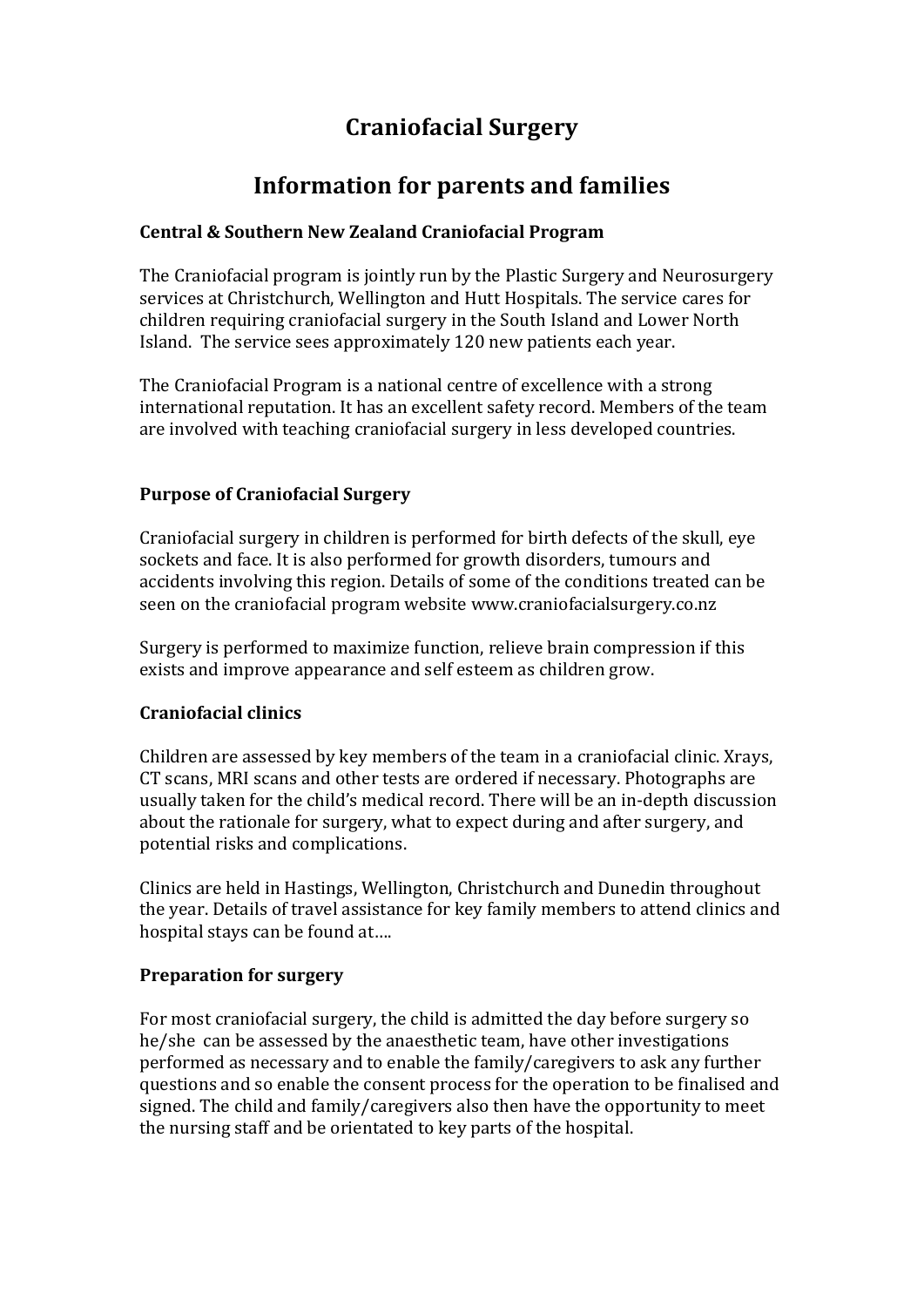# Craniofacial Surgery

# Information for parents and families

### Central & Southern New Zealand Craniofacial Program

The Craniofacial program is jointly run by the Plastic Surgery and Neurosurgery services at Christchurch, Wellington and Hutt Hospitals. The service cares for children requiring craniofacial surgery in the South Island and Lower North Island. The service sees approximately 120 new patients each year.

The Craniofacial Program is a national centre of excellence with a strong international reputation. It has an excellent safety record. Members of the team are involved with teaching craniofacial surgery in less developed countries.

### Purpose of Craniofacial Surgery

Craniofacial surgery in children is performed for birth defects of the skull, eye sockets and face. It is also performed for growth disorders, tumours and accidents involving this region. Details of some of the conditions treated can be seen on the craniofacial program website www.craniofacialsurgery.co.nz

Surgery is performed to maximize function, relieve brain compression if this exists and improve appearance and self esteem as children grow.

### Craniofacial clinics

Children are assessed by key members of the team in a craniofacial clinic. Xrays, CT scans, MRI scans and other tests are ordered if necessary. Photographs are usually taken for the child's medical record. There will be an in-depth discussion about the rationale for surgery, what to expect during and after surgery, and potential risks and complications.

Clinics are held in Hastings, Wellington, Christchurch and Dunedin throughout the year. Details of travel assistance for key family members to attend clinics and hospital stays can be found at….

### Preparation for surgery

For most craniofacial surgery, the child is admitted the day before surgery so he/she can be assessed by the anaesthetic team, have other investigations performed as necessary and to enable the family/caregivers to ask any further questions and so enable the consent process for the operation to be finalised and signed. The child and family/caregivers also then have the opportunity to meet the nursing staff and be orientated to key parts of the hospital.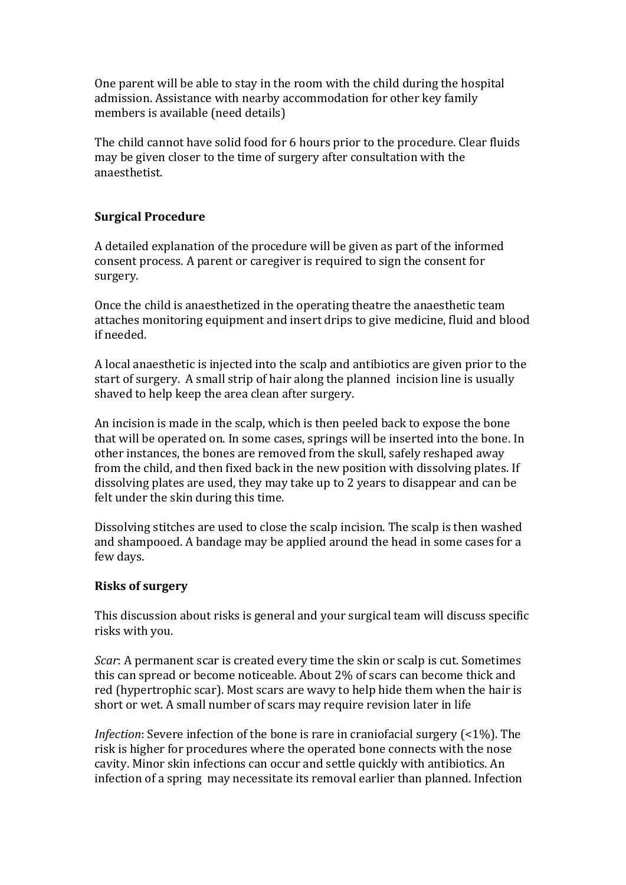One parent will be able to stay in the room with the child during the hospital admission. Assistance with nearby accommodation for other key family members is available (need details)

The child cannot have solid food for 6 hours prior to the procedure. Clear fluids may be given closer to the time of surgery after consultation with the anaesthetist.

## Surgical Procedure

A detailed explanation of the procedure will be given as part of the informed consent process. A parent or caregiver is required to sign the consent for surgery.

Once the child is anaesthetized in the operating theatre the anaesthetic team attaches monitoring equipment and insert drips to give medicine, fluid and blood if needed.

A local anaesthetic is injected into the scalp and antibiotics are given prior to the start of surgery. A small strip of hair along the planned incision line is usually shaved to help keep the area clean after surgery.

An incision is made in the scalp, which is then peeled back to expose the bone that will be operated on. In some cases, springs will be inserted into the bone. In other instances, the bones are removed from the skull, safely reshaped away from the child, and then fixed back in the new position with dissolving plates. If dissolving plates are used, they may take up to 2 years to disappear and can be felt under the skin during this time.

Dissolving stitches are used to close the scalp incision. The scalp is then washed and shampooed. A bandage may be applied around the head in some cases for a few days.

## Risks of surgery

This discussion about risks is general and your surgical team will discuss specific risks with you.

*Scar*: A permanent scar is created every time the skin or scalp is cut. Sometimes this can spread or become noticeable. About 2% of scars can become thick and red (hypertrophic scar). Most scars are wavy to help hide them when the hair is short or wet. A small number of scars may require revision later in life

*Infection*: Severe infection of the bone is rare in craniofacial surgery (<1%). The risk is higher for procedures where the operated bone connects with the nose cavity. Minor skin infections can occur and settle quickly with antibiotics. An infection of a spring may necessitate its removal earlier than planned. Infection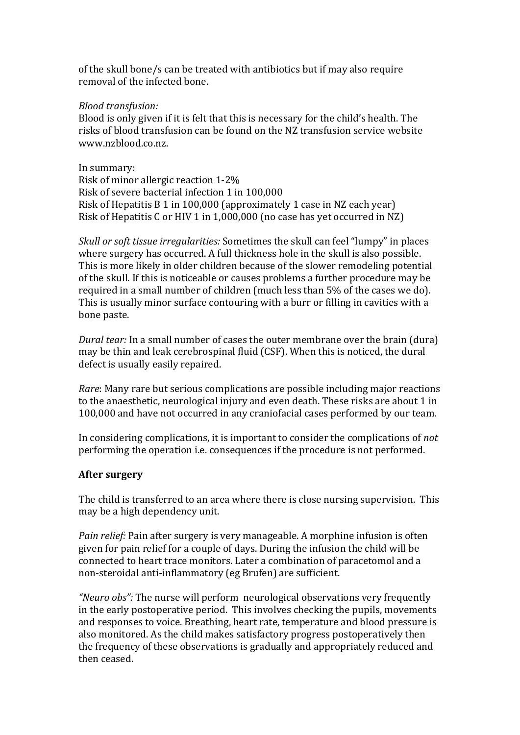of the skull bone/s can be treated with antibiotics but if may also require removal of the infected bone.

*Blood transfusion:*
Blood is only given if it is felt that this is necessary for the child's health. The risks of blood transfusion can be found on the NZ transfusion service website www.nzblood.co.nz.

In summary:
Risk of minor allergic reaction 1-2%
Risk of severe bacterial infection 1 in 100,000
Risk of Hepatitis B 1 in 100,000 (approximately 1 case in NZ each year)
Risk of Hepatitis C or HIV 1 in 1,000,000 (no case has yet occurred in NZ)

*Skull or soft tissue irregularities:* Sometimes the skull can feel "lumpy" in places where surgery has occurred. A full thickness hole in the skull is also possible. This is more likely in older children because of the slower remodeling potential of the skull. If this is noticeable or causes problems a further procedure may be required in a small number of children (much less than 5% of the cases we do). This is usually minor surface contouring with a burr or filling in cavities with a bone paste.

*Dural tear:* In a small number of cases the outer membrane over the brain (dura) may be thin and leak cerebrospinal fluid (CSF). When this is noticed, the dural defect is usually easily repaired.

*Rare*: Many rare but serious complications are possible including major reactions to the anaesthetic, neurological injury and even death. These risks are about 1 in 100,000 and have not occurred in any craniofacial cases performed by our team.

In considering complications, it is important to consider the complications of *not* performing the operation i.e. consequences if the procedure is not performed.

**After surgery**

The child is transferred to an area where there is close nursing supervision. This may be a high dependency unit.

*Pain relief:* Pain after surgery is very manageable. A morphine infusion is often given for pain relief for a couple of days. During the infusion the child will be connected to heart trace monitors. Later a combination of paracetomol and a non-steroidal anti-inflammatory (eg Brufen) are sufficient.

*"Neuro obs":* The nurse will perform neurological observations very frequently in the early postoperative period. This involves checking the pupils, movements and responses to voice. Breathing, heart rate, temperature and blood pressure is also monitored. As the child makes satisfactory progress postoperatively then the frequency of these observations is gradually and appropriately reduced and then ceased.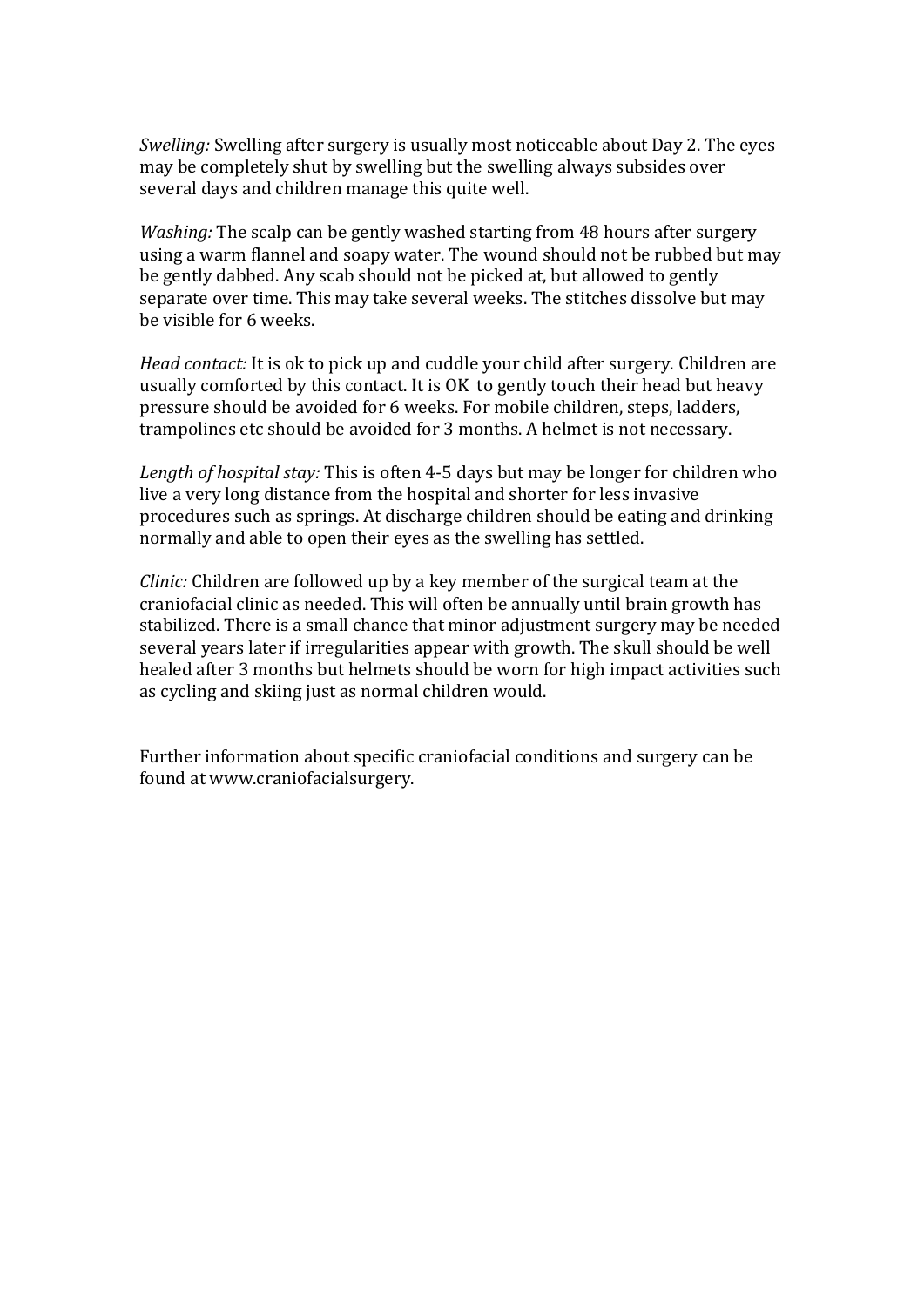*Swelling:* Swelling after surgery is usually most noticeable about Day 2. The eyes may be completely shut by swelling but the swelling always subsides over several days and children manage this quite well.

*Washing:* The scalp can be gently washed starting from 48 hours after surgery using a warm flannel and soapy water. The wound should not be rubbed but may be gently dabbed. Any scab should not be picked at, but allowed to gently separate over time. This may take several weeks. The stitches dissolve but may be visible for 6 weeks.

*Head contact:* It is ok to pick up and cuddle your child after surgery. Children are usually comforted by this contact. It is OK to gently touch their head but heavy pressure should be avoided for 6 weeks. For mobile children, steps, ladders, trampolines etc should be avoided for 3 months. A helmet is not necessary.

*Length of hospital stay:* This is often 4-5 days but may be longer for children who live a very long distance from the hospital and shorter for less invasive procedures such as springs. At discharge children should be eating and drinking normally and able to open their eyes as the swelling has settled.

*Clinic:* Children are followed up by a key member of the surgical team at the craniofacial clinic as needed. This will often be annually until brain growth has stabilized. There is a small chance that minor adjustment surgery may be needed several years later if irregularities appear with growth. The skull should be well healed after 3 months but helmets should be worn for high impact activities such as cycling and skiing just as normal children would.

Further information about specific craniofacial conditions and surgery can be found at www.craniofacialsurgery.